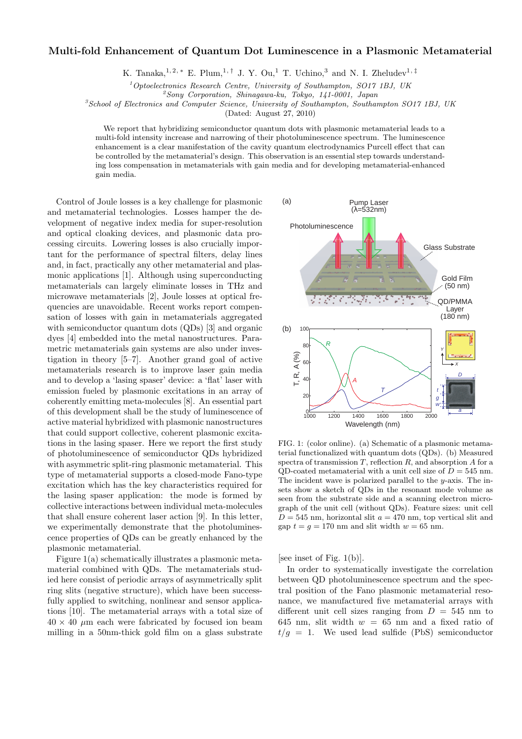# Multi-fold Enhancement of Quantum Dot Luminescence in a Plasmonic Metamaterial

K. Tanaka,[1,2,*] E. Plum,[1,†] J. Y. Ou,[1] T. Uchino,[3] and N. I. Zheludev[1,‡]

[1] *Optoelectronics Research Centre, University of Southampton, SO17 1BJ, UK*
[2] *Sony Corporation, Shinagawa-ku, Tokyo, 141-0001, Japan*
[3] *School of Electronics and Computer Science, University of Southampton, Southampton SO17 1BJ, UK*

(Dated: August 27, 2010)

We report that hybridizing semiconductor quantum dots with plasmonic metamaterial leads to a multi-fold intensity increase and narrowing of their photoluminescence spectrum. The luminescence enhancement is a clear manifestation of the cavity quantum electrodynamics Purcell effect that can be controlled by the metamaterial's design. This observation is an essential step towards understanding loss compensation in metamaterials with gain media and for developing metamaterial-enhanced gain media.

Control of Joule losses is a key challenge for plasmonic and metamaterial technologies. Losses hamper the development of negative index media for super-resolution and optical cloaking devices, and plasmonic data processing circuits. Lowering losses is also crucially important for the performance of spectral filters, delay lines and, in fact, practically any other metamaterial and plasmonic applications [1]. Although using superconducting metamaterials can largely eliminate losses in THz and microwave metamaterials [2], Joule losses at optical frequencies are unavoidable. Recent works report compensation of losses with gain in metamaterials aggregated with semiconductor quantum dots (QDs) [3] and organic dyes [4] embedded into the metal nanostructures. Parametric metamaterials gain systems are also under investigation in theory [5–7]. Another grand goal of active metamaterials research is to improve laser gain media and to develop a 'lasing spaser' device: a 'flat' laser with emission fueled by plasmonic excitations in an array of coherently emitting meta-molecules [8]. An essential part of this development shall be the study of luminescence of active material hybridized with plasmonic nanostructures that could support collective, coherent plasmonic excitations in the lasing spaser. Here we report the first study of photoluminescence of semiconductor QDs hybridized with asymmetric split-ring plasmonic metamaterial. This type of metamaterial supports a closed-mode Fano-type excitation which has the key characteristics required for the lasing spaser application: the mode is formed by collective interactions between individual meta-molecules that shall ensure coherent laser action [9]. In this letter, we experimentally demonstrate that the photoluminescence properties of QDs can be greatly enhanced by the plasmonic metamaterial.

Figure 1(a) schematically illustrates a plasmonic metamaterial combined with QDs. The metamaterials studied here consist of periodic arrays of asymmetrically split ring slits (negative structure), which have been successfully applied to switching, nonlinear and sensor applications [10]. The metamaterial arrays with a total size of $40 \times 40$ $\mu$m each were fabricated by focused ion beam milling in a 50nm-thick gold film on a glass substrate [see inset of Fig. 1(b)].

FIG. 1: (color online). (a) Schematic of a plasmonic metamaterial functionalized with quantum dots (QDs). (b) Measured spectra of transmission $T$, reflection $R$, and absorption $A$ for a QD-coated metamaterial with a unit cell size of $D = 545$ nm. The incident wave is polarized parallel to the $y$-axis. The insets show a sketch of QDs in the resonant mode volume as seen from the substrate side and a scanning electron micrograph of the unit cell (without QDs). Feature sizes: unit cell $D = 545$ nm, horizontal slit $a = 470$ nm, top vertical slit and gap $t = g = 170$ nm and slit width $w = 65$ nm.

In order to systematically investigate the correlation between QD photoluminescence spectrum and the spectral position of the Fano plasmonic metamaterial resonance, we manufactured five metamaterial arrays with different unit cell sizes ranging from $D = 545$ nm to 645 nm, slit width $w = 65$ nm and a fixed ratio of $t/g = 1$. We used lead sulfide (PbS) semiconductor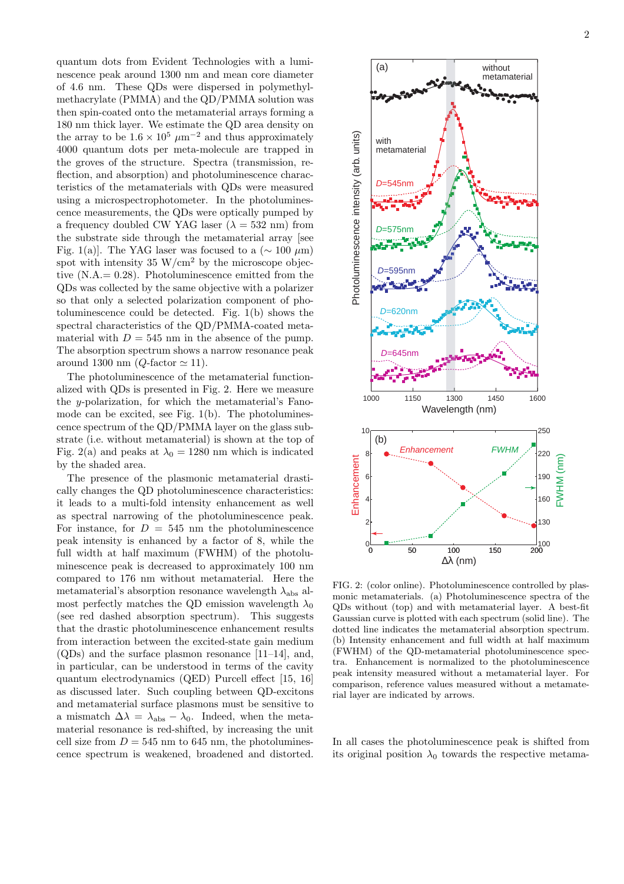quantum dots from Evident Technologies with a luminescence peak around 1300 nm and mean core diameter of 4.6 nm. These QDs were dispersed in polymethylmethacrylate (PMMA) and the QD/PMMA solution was then spin-coated onto the metamaterial arrays forming a 180 nm thick layer. We estimate the QD area density on the array to be $1.6 \times 10^5$ $\mu$m$^{-2}$ and thus approximately 4000 quantum dots per meta-molecule are trapped in the groves of the structure. Spectra (transmission, reflection, and absorption) and photoluminescence characteristics of the metamaterials with QDs were measured using a microspectrophotometer. In the photoluminescence measurements, the QDs were optically pumped by a frequency doubled CW YAG laser ($\lambda = 532$ nm) from the substrate side through the metamaterial array [see Fig. 1(a)]. The YAG laser was focused to a ($\sim 100$ $\mu$m) spot with intensity 35 W/cm$^2$ by the microscope objective (N.A.= 0.28). Photoluminescence emitted from the QDs was collected by the same objective with a polarizer so that only a selected polarization component of photoluminescence could be detected. Fig. 1(b) shows the spectral characteristics of the QD/PMMA-coated metamaterial with $D = 545$ nm in the absence of the pump. The absorption spectrum shows a narrow resonance peak around 1300 nm ($Q$-factor $\simeq 11$).

The photoluminescence of the metamaterial functionalized with QDs is presented in Fig. 2. Here we measure the $y$-polarization, for which the metamaterial's Fano-mode can be excited, see Fig. 1(b). The photoluminescence spectrum of the QD/PMMA layer on the glass substrate (i.e. without metamaterial) is shown at the top of Fig. 2(a) and peaks at $\lambda_0 = 1280$ nm which is indicated by the shaded area.

The presence of the plasmonic metamaterial drastically changes the QD photoluminescence characteristics: it leads to a multi-fold intensity enhancement as well as spectral narrowing of the photoluminescence peak. For instance, for $D = 545$ nm the photoluminescence peak intensity is enhanced by a factor of 8, while the full width at half maximum (FWHM) of the photoluminescence peak is decreased to approximately 100 nm compared to 176 nm without metamaterial. Here the metamaterial's absorption resonance wavelength $\lambda_{\mathrm{abs}}$ almost perfectly matches the QD emission wavelength $\lambda_0$ (see red dashed absorption spectrum). This suggests that the drastic photoluminescence enhancement results from interaction between the excited-state gain medium (QDs) and the surface plasmon resonance [11–14], and, in particular, can be understood in terms of the cavity quantum electrodynamics (QED) Purcell effect [15, 16] as discussed later. Such coupling between QD-excitons and metamaterial surface plasmons must be sensitive to a mismatch $\Delta\lambda = \lambda_{\mathrm{abs}} - \lambda_0$. Indeed, when the metamaterial resonance is red-shifted, by increasing the unit cell size from $D = 545$ nm to 645 nm, the photoluminescence spectrum is weakened, broadened and distorted.

FIG. 2: (color online). Photoluminescence controlled by plasmonic metamaterials. (a) Photoluminescence spectra of the QDs without (top) and with metamaterial layer. A best-fit Gaussian curve is plotted with each spectrum (solid line). The dotted line indicates the metamaterial absorption spectrum. (b) Intensity enhancement and full width at half maximum (FWHM) of the QD-metamaterial photoluminescence spectra. Enhancement is normalized to the photoluminescence peak intensity measured without a metamaterial layer. For comparison, reference values measured without a metamaterial layer are indicated by arrows.

In all cases the photoluminescence peak is shifted from its original position $\lambda_0$ towards the respective metama-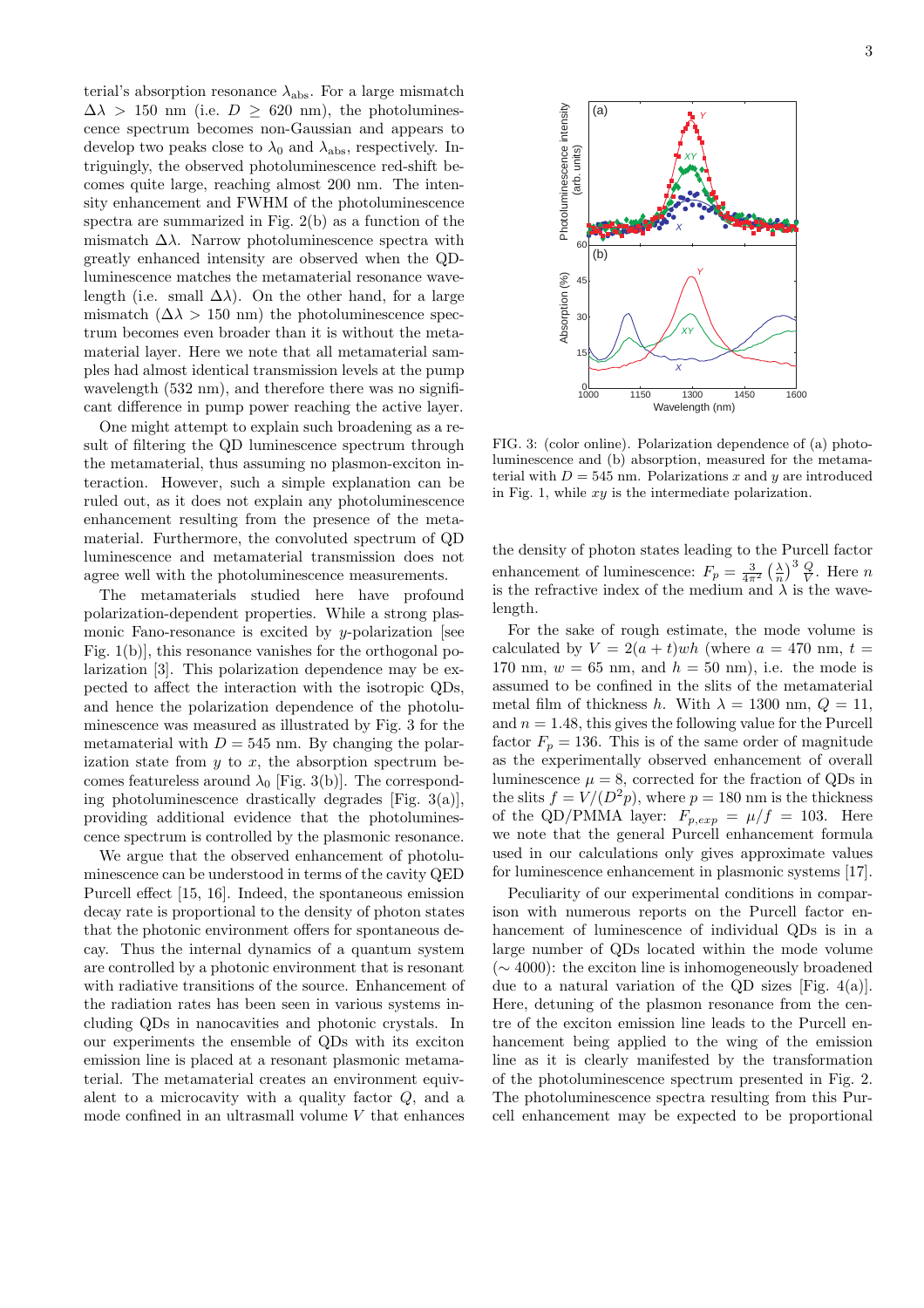terial's absorption resonance $\lambda_{\rm abs}$. For a large mismatch $\Delta\lambda > 150$ nm (i.e. $D \geq 620$ nm), the photoluminescence spectrum becomes non-Gaussian and appears to develop two peaks close to $\lambda_0$ and $\lambda_{\rm abs}$, respectively. Intriguingly, the observed photoluminescence red-shift becomes quite large, reaching almost 200 nm. The intensity enhancement and FWHM of the photoluminescence spectra are summarized in Fig. 2(b) as a function of the mismatch $\Delta\lambda$. Narrow photoluminescence spectra with greatly enhanced intensity are observed when the QD-luminescence matches the metamaterial resonance wavelength (i.e. small $\Delta\lambda$). On the other hand, for a large mismatch ($\Delta\lambda > 150$ nm) the photoluminescence spectrum becomes even broader than it is without the metamaterial layer. Here we note that all metamaterial samples had almost identical transmission levels at the pump wavelength (532 nm), and therefore there was no significant difference in pump power reaching the active layer.

One might attempt to explain such broadening as a result of filtering the QD luminescence spectrum through the metamaterial, thus assuming no plasmon-exciton interaction. However, such a simple explanation can be ruled out, as it does not explain any photoluminescence enhancement resulting from the presence of the metamaterial. Furthermore, the convoluted spectrum of QD luminescence and metamaterial transmission does not agree well with the photoluminescence measurements.

The metamaterials studied here have profound polarization-dependent properties. While a strong plasmonic Fano-resonance is excited by $y$-polarization [see Fig. 1(b)], this resonance vanishes for the orthogonal polarization [3]. This polarization dependence may be expected to affect the interaction with the isotropic QDs, and hence the polarization dependence of the photoluminescence was measured as illustrated by Fig. 3 for the metamaterial with $D = 545$ nm. By changing the polarization state from $y$ to $x$, the absorption spectrum becomes featureless around $\lambda_0$ [Fig. 3(b)]. The corresponding photoluminescence drastically degrades [Fig. 3(a)], providing additional evidence that the photoluminescence spectrum is controlled by the plasmonic resonance.

We argue that the observed enhancement of photoluminescence can be understood in terms of the cavity QED Purcell effect [15, 16]. Indeed, the spontaneous emission decay rate is proportional to the density of photon states that the photonic environment offers for spontaneous decay. Thus the internal dynamics of a quantum system are controlled by a photonic environment that is resonant with radiative transitions of the source. Enhancement of the radiation rates has been seen in various systems including QDs in nanocavities and photonic crystals. In our experiments the ensemble of QDs with its exciton emission line is placed at a resonant plasmonic metamaterial. The metamaterial creates an environment equivalent to a microcavity with a quality factor $Q$, and a mode confined in an ultrasmall volume $V$ that enhances the density of photon states leading to the Purcell factor enhancement of luminescence: $F_p = \frac{3}{4\pi^2}\left(\frac{\lambda}{n}\right)^3\frac{Q}{V}$. Here $n$ is the refractive index of the medium and $\lambda$ is the wavelength.

FIG. 3: (color online). Polarization dependence of (a) photoluminescence and (b) absorption, measured for the metamaterial with $D = 545$ nm. Polarizations $x$ and $y$ are introduced in Fig. 1, while $xy$ is the intermediate polarization.

For the sake of rough estimate, the mode volume is calculated by $V = 2(a+t)wh$ (where $a = 470$ nm, $t = 170$ nm, $w = 65$ nm, and $h = 50$ nm), i.e. the mode is assumed to be confined in the slits of the metamaterial metal film of thickness $h$. With $\lambda = 1300$ nm, $Q = 11$, and $n = 1.48$, this gives the following value for the Purcell factor $F_p = 136$. This is of the same order of magnitude as the experimentally observed enhancement of overall luminescence $\mu = 8$, corrected for the fraction of QDs in the slits $f = V/(D^2p)$, where $p = 180$ nm is the thickness of the QD/PMMA layer: $F_{p,exp} = \mu/f = 103$. Here we note that the general Purcell enhancement formula used in our calculations only gives approximate values for luminescence enhancement in plasmonic systems [17].

Peculiarity of our experimental conditions in comparison with numerous reports on the Purcell factor enhancement of luminescence of individual QDs is in a large number of QDs located within the mode volume ($\sim 4000$): the exciton line is inhomogeneously broadened due to a natural variation of the QD sizes [Fig. 4(a)]. Here, detuning of the plasmon resonance from the centre of the exciton emission line leads to the Purcell enhancement being applied to the wing of the emission line as it is clearly manifested by the transformation of the photoluminescence spectrum presented in Fig. 2. The photoluminescence spectra resulting from this Purcell enhancement may be expected to be proportional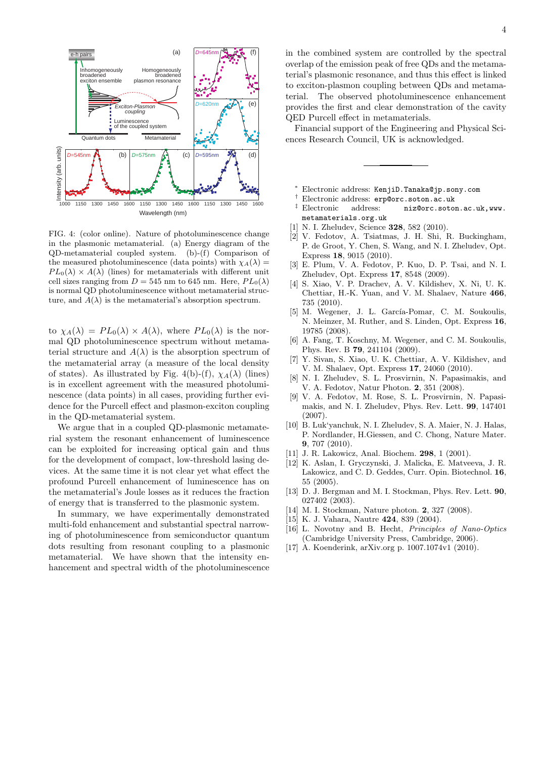(a)

e-h pairs

Inhomogeneously broadened exciton ensemble

Homogeneously broadened plasmon resonance

Exciton-Plasmon coupling

Luminescence of the coupled system

Quantum dots

Metamaterial

D=645nm (f)

D=620nm (e)

D=545nm (b)

D=575nm (c)

D=595nm (d)

Intensity (arb. units)

1000 1150 1300 1450 1600 1150 1300 1450 1600 1150 1300 1450 1600

Wavelength (nm)

FIG. 4: (color online). Nature of photoluminescence change in the plasmonic metamaterial. (a) Energy diagram of the QD-metamaterial coupled system. (b)-(f) Comparison of the measured photoluminescence (data points) with $\chi_A(\lambda) = PL_0(\lambda) \times A(\lambda)$ (lines) for metamaterials with different unit cell sizes ranging from $D = 545$ nm to 645 nm. Here, $PL_0(\lambda)$ is normal QD photoluminescence without metamaterial structure, and $A(\lambda)$ is the metamaterial's absorption spectrum.

to $\chi_A(\lambda) = PL_0(\lambda) \times A(\lambda)$, where $PL_0(\lambda)$ is the normal QD photoluminescence spectrum without metamaterial structure and $A(\lambda)$ is the absorption spectrum of the metamaterial array (a measure of the local density of states). As illustrated by Fig. 4(b)-(f), $\chi_A(\lambda)$ (lines) is in excellent agreement with the measured photoluminescence (data points) in all cases, providing further evidence for the Purcell effect and plasmon-exciton coupling in the QD-metamaterial system.

We argue that in a coupled QD-plasmonic metamaterial system the resonant enhancement of luminescence can be exploited for increasing optical gain and thus for the development of compact, low-threshold lasing devices. At the same time it is not clear yet what effect the profound Purcell enhancement of luminescence has on the metamaterial's Joule losses as it reduces the fraction of energy that is transferred to the plasmonic system.

In summary, we have experimentally demonstrated multi-fold enhancement and substantial spectral narrowing of photoluminescence from semiconductor quantum dots resulting from resonant coupling to a plasmonic metamaterial. We have shown that the intensity enhancement and spectral width of the photoluminescence in the combined system are controlled by the spectral overlap of the emission peak of free QDs and the metamaterial's plasmonic resonance, and thus this effect is linked to exciton-plasmon coupling between QDs and metamaterial. The observed photoluminescence enhancement provides the first and clear demonstration of the cavity QED Purcell effect in metamaterials.

Financial support of the Engineering and Physical Sciences Research Council, UK is acknowledged.

---

[*] Electronic address: KenjiD.Tanaka@jp.sony.com

[†] Electronic address: erp@orc.soton.ac.uk

[‡] Electronic address: niz@orc.soton.ac.uk,www.metamaterials.org.uk

[1] N. I. Zheludev, Science **328**, 582 (2010).

[2] V. Fedotov, A. Tsiatmas, J. H. Shi, R. Buckingham, P. de Groot, Y. Chen, S. Wang, and N. I. Zheludev, Opt. Express **18**, 9015 (2010).

[3] E. Plum, V. A. Fedotov, P. Kuo, D. P. Tsai, and N. I. Zheludev, Opt. Express **17**, 8548 (2009).

[4] S. Xiao, V. P. Drachev, A. V. Kildishev, X. Ni, U. K. Chettiar, H.-K. Yuan, and V. M. Shalaev, Nature **466**, 735 (2010).

[5] M. Wegener, J. L. García-Pomar, C. M. Soukoulis, N. Meinzer, M. Ruther, and S. Linden, Opt. Express **16**, 19785 (2008).

[6] A. Fang, T. Koschny, M. Wegener, and C. M. Soukoulis, Phys. Rev. B **79**, 241104 (2009).

[7] Y. Sivan, S. Xiao, U. K. Chettiar, A. V. Kildishev, and V. M. Shalaev, Opt. Express **17**, 24060 (2010).

[8] N. I. Zheludev, S. L. Prosvirnin, N. Papasimakis, and V. A. Fedotov, Natur Photon. **2**, 351 (2008).

[9] V. A. Fedotov, M. Rose, S. L. Prosvirnin, N. Papasimakis, and N. I. Zheludev, Phys. Rev. Lett. **99**, 147401 (2007).

[10] B. Luk'yanchuk, N. I. Zheludev, S. A. Maier, N. J. Halas, P. Nordlander, H.Giessen, and C. Chong, Nature Mater. **9**, 707 (2010).

[11] J. R. Lakowicz, Anal. Biochem. **298**, 1 (2001).

[12] K. Aslan, I. Gryczynski, J. Malicka, E. Matveeva, J. R. Lakowicz, and C. D. Geddes, Curr. Opin. Biotechnol. **16**, 55 (2005).

[13] D. J. Bergman and M. I. Stockman, Phys. Rev. Lett. **90**, 027402 (2003).

[14] M. I. Stockman, Nature photon. **2**, 327 (2008).

[15] K. J. Vahara, Nautre **424**, 839 (2004).

[16] L. Novotny and B. Hecht, *Principles of Nano-Optics* (Cambridge University Press, Cambridge, 2006).

[17] A. Koenderink, arXiv.org p. 1007.1074v1 (2010).